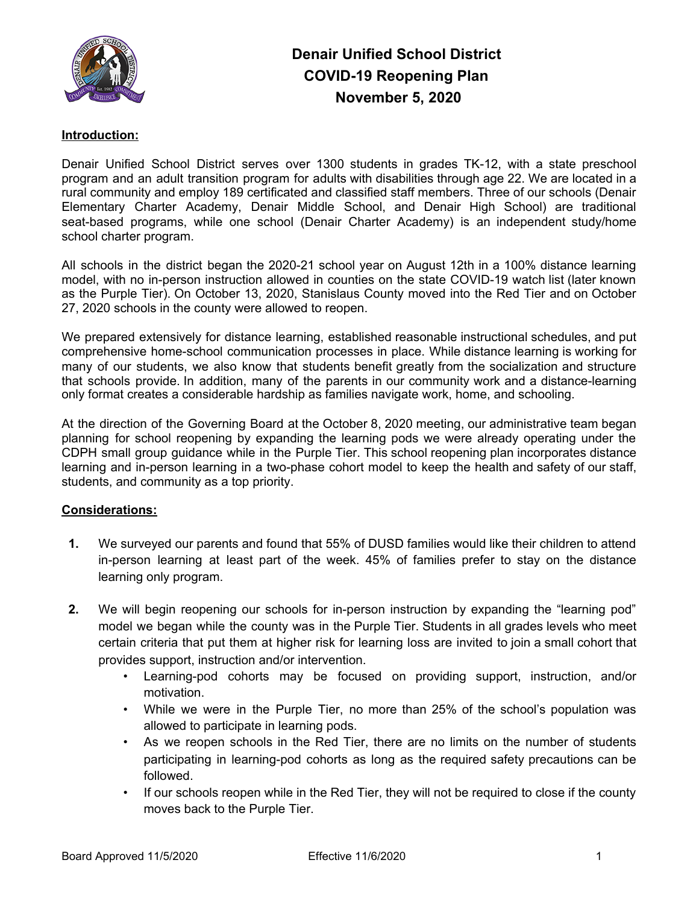# Denair Unified School District
# COVID-19 Reopening Plan
# November 5, 2020

**Introduction:**

Denair Unified School District serves over 1300 students in grades TK-12, with a state preschool program and an adult transition program for adults with disabilities through age 22. We are located in a rural community and employ 189 certificated and classified staff members. Three of our schools (Denair Elementary Charter Academy, Denair Middle School, and Denair High School) are traditional seat-based programs, while one school (Denair Charter Academy) is an independent study/home school charter program.

All schools in the district began the 2020-21 school year on August 12th in a 100% distance learning model, with no in-person instruction allowed in counties on the state COVID-19 watch list (later known as the Purple Tier). On October 13, 2020, Stanislaus County moved into the Red Tier and on October 27, 2020 schools in the county were allowed to reopen.

We prepared extensively for distance learning, established reasonable instructional schedules, and put comprehensive home-school communication processes in place. While distance learning is working for many of our students, we also know that students benefit greatly from the socialization and structure that schools provide. In addition, many of the parents in our community work and a distance-learning only format creates a considerable hardship as families navigate work, home, and schooling.

At the direction of the Governing Board at the October 8, 2020 meeting, our administrative team began planning for school reopening by expanding the learning pods we were already operating under the CDPH small group guidance while in the Purple Tier. This school reopening plan incorporates distance learning and in-person learning in a two-phase cohort model to keep the health and safety of our staff, students, and community as a top priority.

**Considerations:**

1. We surveyed our parents and found that 55% of DUSD families would like their children to attend in-person learning at least part of the week. 45% of families prefer to stay on the distance learning only program.

2. We will begin reopening our schools for in-person instruction by expanding the "learning pod" model we began while the county was in the Purple Tier. Students in all grades levels who meet certain criteria that put them at higher risk for learning loss are invited to join a small cohort that provides support, instruction and/or intervention.
   - Learning-pod cohorts may be focused on providing support, instruction, and/or motivation.
   - While we were in the Purple Tier, no more than 25% of the school's population was allowed to participate in learning pods.
   - As we reopen schools in the Red Tier, there are no limits on the number of students participating in learning-pod cohorts as long as the required safety precautions can be followed.
   - If our schools reopen while in the Red Tier, they will not be required to close if the county moves back to the Purple Tier.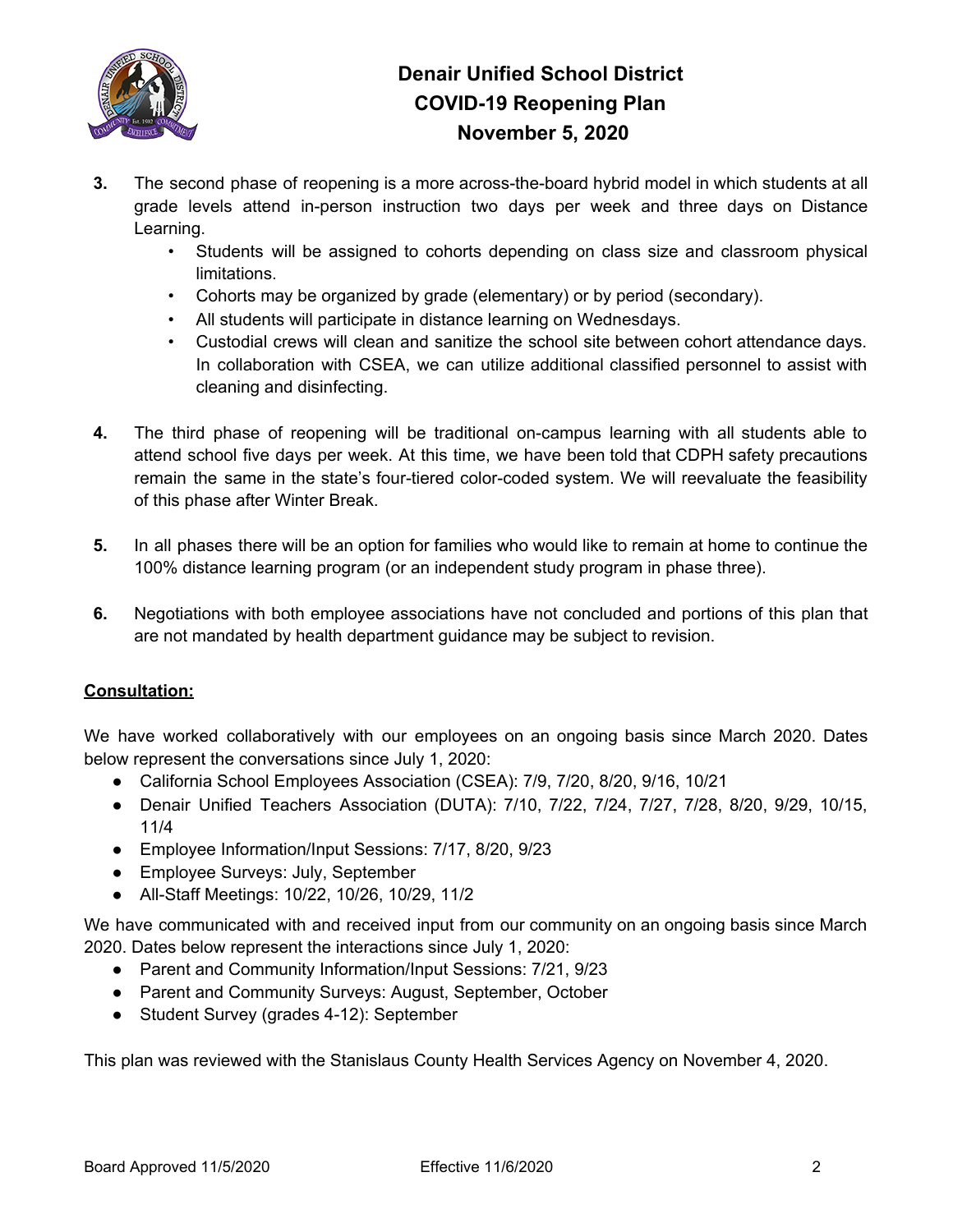3. The second phase of reopening is a more across-the-board hybrid model in which students at all grade levels attend in-person instruction two days per week and three days on Distance Learning.
    - Students will be assigned to cohorts depending on class size and classroom physical limitations.
    - Cohorts may be organized by grade (elementary) or by period (secondary).
    - All students will participate in distance learning on Wednesdays.
    - Custodial crews will clean and sanitize the school site between cohort attendance days. In collaboration with CSEA, we can utilize additional classified personnel to assist with cleaning and disinfecting.

4. The third phase of reopening will be traditional on-campus learning with all students able to attend school five days per week. At this time, we have been told that CDPH safety precautions remain the same in the state's four-tiered color-coded system. We will reevaluate the feasibility of this phase after Winter Break.

5. In all phases there will be an option for families who would like to remain at home to continue the 100% distance learning program (or an independent study program in phase three).

6. Negotiations with both employee associations have not concluded and portions of this plan that are not mandated by health department guidance may be subject to revision.

**<u>Consultation:</u>**

We have worked collaboratively with our employees on an ongoing basis since March 2020. Dates below represent the conversations since July 1, 2020:

- California School Employees Association (CSEA): 7/9, 7/20, 8/20, 9/16, 10/21
- Denair Unified Teachers Association (DUTA): 7/10, 7/22, 7/24, 7/27, 7/28, 8/20, 9/29, 10/15, 11/4
- Employee Information/Input Sessions: 7/17, 8/20, 9/23
- Employee Surveys: July, September
- All-Staff Meetings: 10/22, 10/26, 10/29, 11/2

We have communicated with and received input from our community on an ongoing basis since March 2020. Dates below represent the interactions since July 1, 2020:

- Parent and Community Information/Input Sessions: 7/21, 9/23
- Parent and Community Surveys: August, September, October
- Student Survey (grades 4-12): September

This plan was reviewed with the Stanislaus County Health Services Agency on November 4, 2020.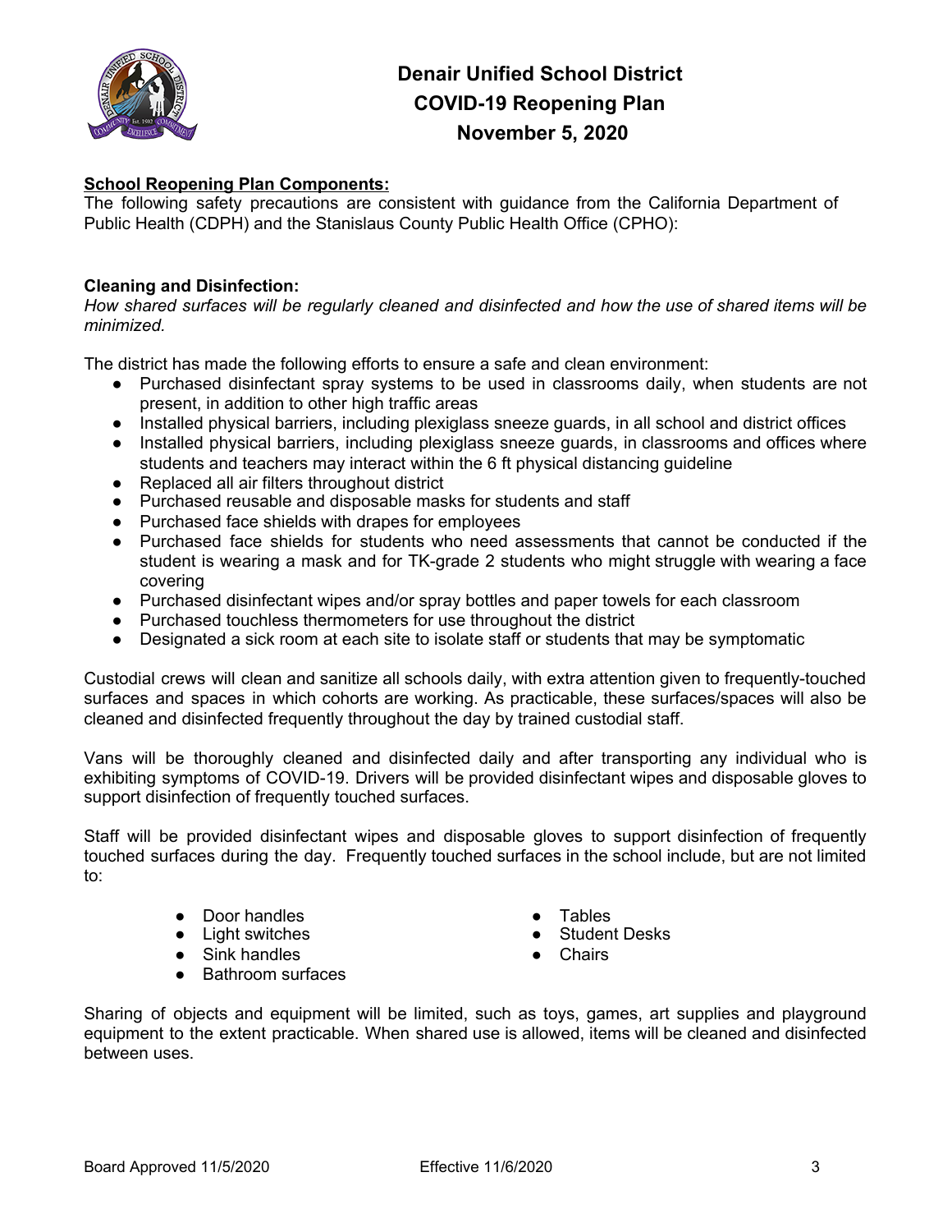# Denair Unified School District
# COVID-19 Reopening Plan
# November 5, 2020

**School Reopening Plan Components:**

The following safety precautions are consistent with guidance from the California Department of Public Health (CDPH) and the Stanislaus County Public Health Office (CPHO):

**Cleaning and Disinfection:**

*How shared surfaces will be regularly cleaned and disinfected and how the use of shared items will be minimized.*

The district has made the following efforts to ensure a safe and clean environment:

- Purchased disinfectant spray systems to be used in classrooms daily, when students are not present, in addition to other high traffic areas
- Installed physical barriers, including plexiglass sneeze guards, in all school and district offices
- Installed physical barriers, including plexiglass sneeze guards, in classrooms and offices where students and teachers may interact within the 6 ft physical distancing guideline
- Replaced all air filters throughout district
- Purchased reusable and disposable masks for students and staff
- Purchased face shields with drapes for employees
- Purchased face shields for students who need assessments that cannot be conducted if the student is wearing a mask and for TK-grade 2 students who might struggle with wearing a face covering
- Purchased disinfectant wipes and/or spray bottles and paper towels for each classroom
- Purchased touchless thermometers for use throughout the district
- Designated a sick room at each site to isolate staff or students that may be symptomatic

Custodial crews will clean and sanitize all schools daily, with extra attention given to frequently-touched surfaces and spaces in which cohorts are working. As practicable, these surfaces/spaces will also be cleaned and disinfected frequently throughout the day by trained custodial staff.

Vans will be thoroughly cleaned and disinfected daily and after transporting any individual who is exhibiting symptoms of COVID-19. Drivers will be provided disinfectant wipes and disposable gloves to support disinfection of frequently touched surfaces.

Staff will be provided disinfectant wipes and disposable gloves to support disinfection of frequently touched surfaces during the day. Frequently touched surfaces in the school include, but are not limited to:

- Door handles
- Light switches
- Sink handles
- Bathroom surfaces
- Tables
- Student Desks
- Chairs

Sharing of objects and equipment will be limited, such as toys, games, art supplies and playground equipment to the extent practicable. When shared use is allowed, items will be cleaned and disinfected between uses.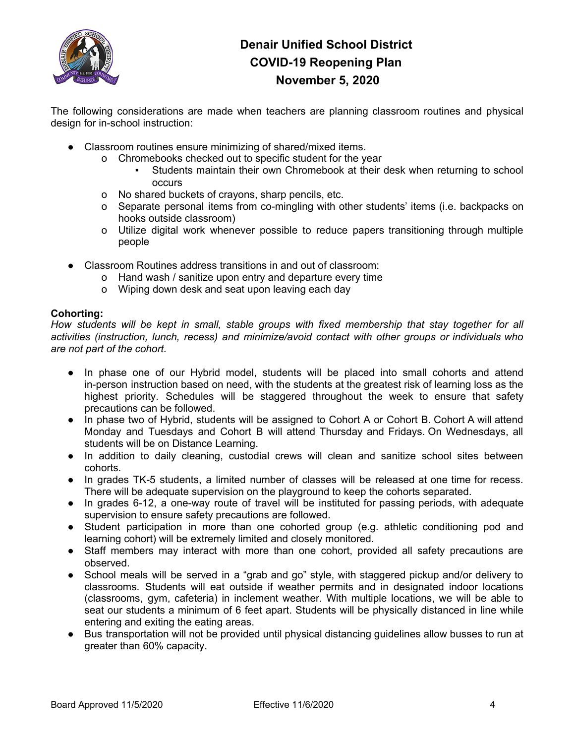The following considerations are made when teachers are planning classroom routines and physical design for in-school instruction:

- Classroom routines ensure minimizing of shared/mixed items.
  - Chromebooks checked out to specific student for the year
    - Students maintain their own Chromebook at their desk when returning to school occurs
  - No shared buckets of crayons, sharp pencils, etc.
  - Separate personal items from co-mingling with other students' items (i.e. backpacks on hooks outside classroom)
  - Utilize digital work whenever possible to reduce papers transitioning through multiple people

- Classroom Routines address transitions in and out of classroom:
  - Hand wash / sanitize upon entry and departure every time
  - Wiping down desk and seat upon leaving each day

**Cohorting:**

*How students will be kept in small, stable groups with fixed membership that stay together for all activities (instruction, lunch, recess) and minimize/avoid contact with other groups or individuals who are not part of the cohort.*

- In phase one of our Hybrid model, students will be placed into small cohorts and attend in-person instruction based on need, with the students at the greatest risk of learning loss as the highest priority. Schedules will be staggered throughout the week to ensure that safety precautions can be followed.
- In phase two of Hybrid, students will be assigned to Cohort A or Cohort B. Cohort A will attend Monday and Tuesdays and Cohort B will attend Thursday and Fridays. On Wednesdays, all students will be on Distance Learning.
- In addition to daily cleaning, custodial crews will clean and sanitize school sites between cohorts.
- In grades TK-5 students, a limited number of classes will be released at one time for recess. There will be adequate supervision on the playground to keep the cohorts separated.
- In grades 6-12, a one-way route of travel will be instituted for passing periods, with adequate supervision to ensure safety precautions are followed.
- Student participation in more than one cohorted group (e.g. athletic conditioning pod and learning cohort) will be extremely limited and closely monitored.
- Staff members may interact with more than one cohort, provided all safety precautions are observed.
- School meals will be served in a "grab and go" style, with staggered pickup and/or delivery to classrooms. Students will eat outside if weather permits and in designated indoor locations (classrooms, gym, cafeteria) in inclement weather. With multiple locations, we will be able to seat our students a minimum of 6 feet apart. Students will be physically distanced in line while entering and exiting the eating areas.
- Bus transportation will not be provided until physical distancing guidelines allow busses to run at greater than 60% capacity.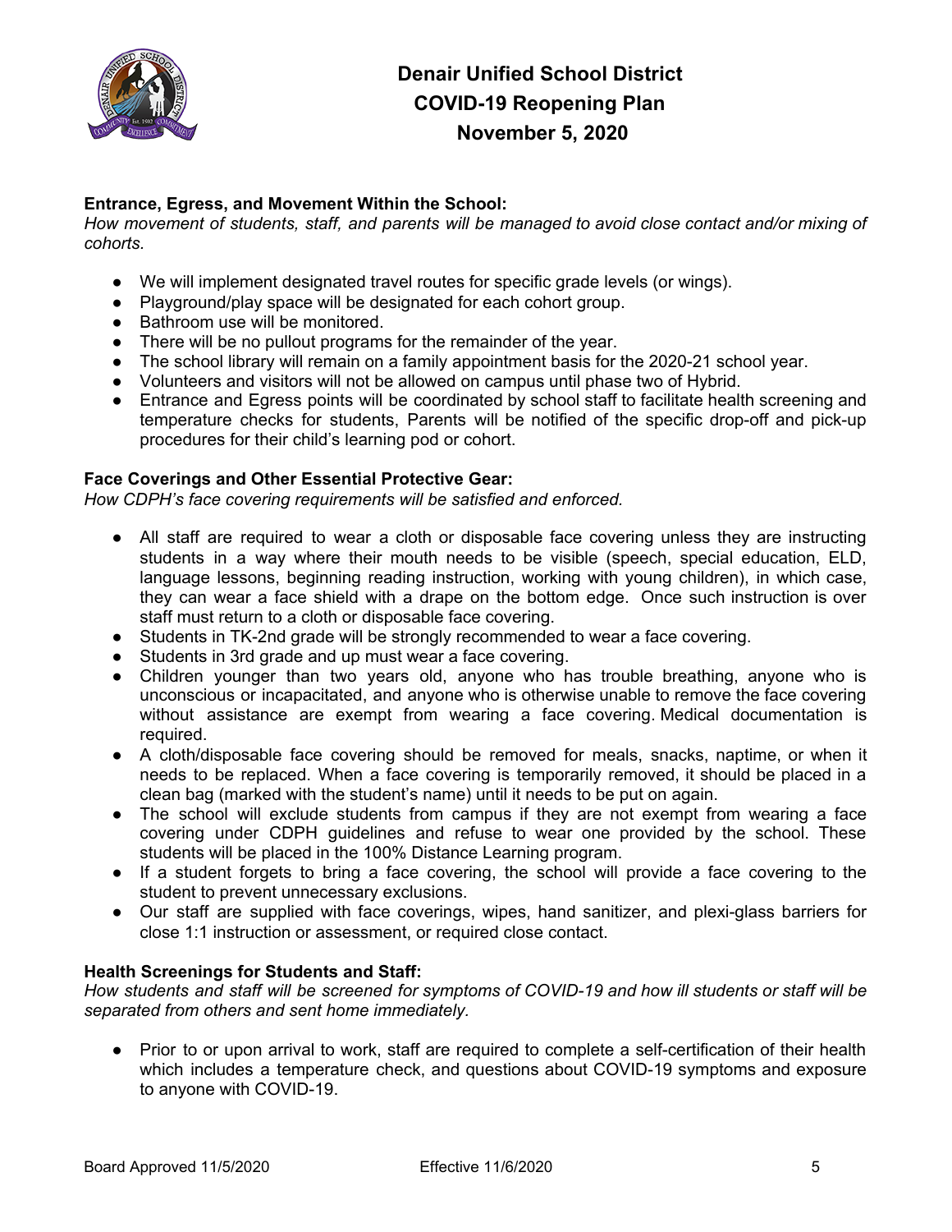**Entrance, Egress, and Movement Within the School:**
*How movement of students, staff, and parents will be managed to avoid close contact and/or mixing of cohorts.*

- We will implement designated travel routes for specific grade levels (or wings).
- Playground/play space will be designated for each cohort group.
- Bathroom use will be monitored.
- There will be no pullout programs for the remainder of the year.
- The school library will remain on a family appointment basis for the 2020-21 school year.
- Volunteers and visitors will not be allowed on campus until phase two of Hybrid.
- Entrance and Egress points will be coordinated by school staff to facilitate health screening and temperature checks for students, Parents will be notified of the specific drop-off and pick-up procedures for their child's learning pod or cohort.

**Face Coverings and Other Essential Protective Gear:**
*How CDPH's face covering requirements will be satisfied and enforced.*

- All staff are required to wear a cloth or disposable face covering unless they are instructing students in a way where their mouth needs to be visible (speech, special education, ELD, language lessons, beginning reading instruction, working with young children), in which case, they can wear a face shield with a drape on the bottom edge. Once such instruction is over staff must return to a cloth or disposable face covering.
- Students in TK-2nd grade will be strongly recommended to wear a face covering.
- Students in 3rd grade and up must wear a face covering.
- Children younger than two years old, anyone who has trouble breathing, anyone who is unconscious or incapacitated, and anyone who is otherwise unable to remove the face covering without assistance are exempt from wearing a face covering. Medical documentation is required.
- A cloth/disposable face covering should be removed for meals, snacks, naptime, or when it needs to be replaced. When a face covering is temporarily removed, it should be placed in a clean bag (marked with the student's name) until it needs to be put on again.
- The school will exclude students from campus if they are not exempt from wearing a face covering under CDPH guidelines and refuse to wear one provided by the school. These students will be placed in the 100% Distance Learning program.
- If a student forgets to bring a face covering, the school will provide a face covering to the student to prevent unnecessary exclusions.
- Our staff are supplied with face coverings, wipes, hand sanitizer, and plexi-glass barriers for close 1:1 instruction or assessment, or required close contact.

**Health Screenings for Students and Staff:**
*How students and staff will be screened for symptoms of COVID-19 and how ill students or staff will be separated from others and sent home immediately.*

- Prior to or upon arrival to work, staff are required to complete a self-certification of their health which includes a temperature check, and questions about COVID-19 symptoms and exposure to anyone with COVID-19.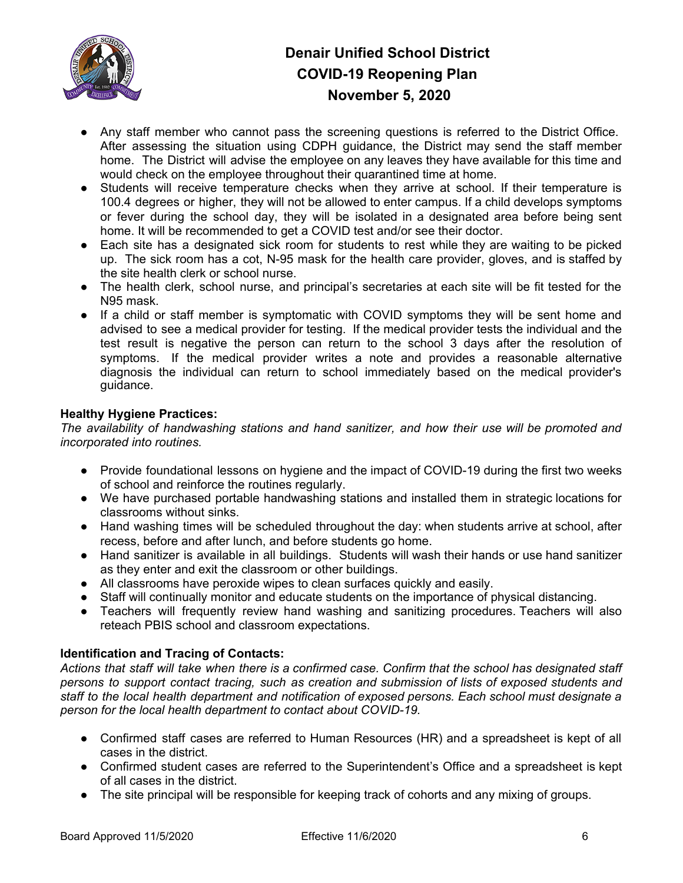- Any staff member who cannot pass the screening questions is referred to the District Office. After assessing the situation using CDPH guidance, the District may send the staff member home. The District will advise the employee on any leaves they have available for this time and would check on the employee throughout their quarantined time at home.
- Students will receive temperature checks when they arrive at school. If their temperature is 100.4 degrees or higher, they will not be allowed to enter campus. If a child develops symptoms or fever during the school day, they will be isolated in a designated area before being sent home. It will be recommended to get a COVID test and/or see their doctor.
- Each site has a designated sick room for students to rest while they are waiting to be picked up. The sick room has a cot, N-95 mask for the health care provider, gloves, and is staffed by the site health clerk or school nurse.
- The health clerk, school nurse, and principal's secretaries at each site will be fit tested for the N95 mask.
- If a child or staff member is symptomatic with COVID symptoms they will be sent home and advised to see a medical provider for testing. If the medical provider tests the individual and the test result is negative the person can return to the school 3 days after the resolution of symptoms. If the medical provider writes a note and provides a reasonable alternative diagnosis the individual can return to school immediately based on the medical provider's guidance.

**Healthy Hygiene Practices:**

*The availability of handwashing stations and hand sanitizer, and how their use will be promoted and incorporated into routines.*

- Provide foundational lessons on hygiene and the impact of COVID-19 during the first two weeks of school and reinforce the routines regularly.
- We have purchased portable handwashing stations and installed them in strategic locations for classrooms without sinks.
- Hand washing times will be scheduled throughout the day: when students arrive at school, after recess, before and after lunch, and before students go home.
- Hand sanitizer is available in all buildings. Students will wash their hands or use hand sanitizer as they enter and exit the classroom or other buildings.
- All classrooms have peroxide wipes to clean surfaces quickly and easily.
- Staff will continually monitor and educate students on the importance of physical distancing.
- Teachers will frequently review hand washing and sanitizing procedures. Teachers will also reteach PBIS school and classroom expectations.

**Identification and Tracing of Contacts:**

*Actions that staff will take when there is a confirmed case. Confirm that the school has designated staff persons to support contact tracing, such as creation and submission of lists of exposed students and staff to the local health department and notification of exposed persons. Each school must designate a person for the local health department to contact about COVID-19.*

- Confirmed staff cases are referred to Human Resources (HR) and a spreadsheet is kept of all cases in the district.
- Confirmed student cases are referred to the Superintendent's Office and a spreadsheet is kept of all cases in the district.
- The site principal will be responsible for keeping track of cohorts and any mixing of groups.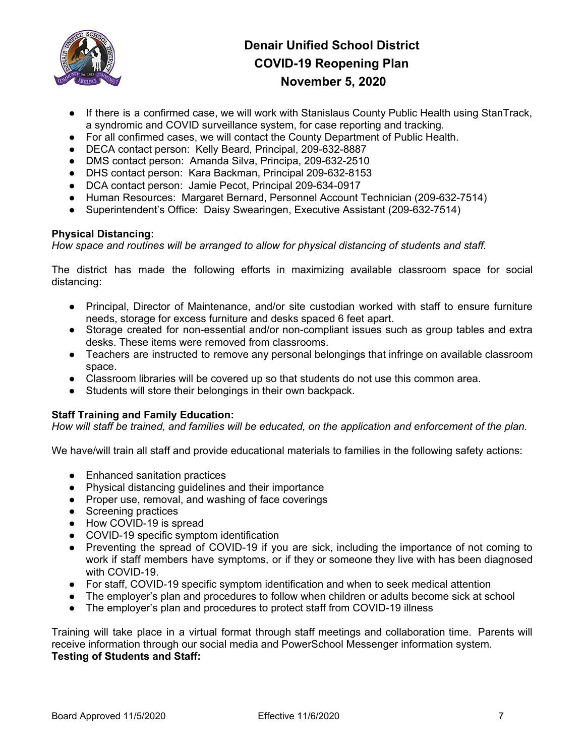- If there is a confirmed case, we will work with Stanislaus County Public Health using StanTrack, a syndromic and COVID surveillance system, for case reporting and tracking.
- For all confirmed cases, we will contact the County Department of Public Health.
- DECA contact person: Kelly Beard, Principal, 209-632-8887
- DMS contact person: Amanda Silva, Principa, 209-632-2510
- DHS contact person: Kara Backman, Principal 209-632-8153
- DCA contact person: Jamie Pecot, Principal 209-634-0917
- Human Resources: Margaret Bernard, Personnel Account Technician (209-632-7514)
- Superintendent's Office: Daisy Swearingen, Executive Assistant (209-632-7514)

**Physical Distancing:**
*How space and routines will be arranged to allow for physical distancing of students and staff.*

The district has made the following efforts in maximizing available classroom space for social distancing:

- Principal, Director of Maintenance, and/or site custodian worked with staff to ensure furniture needs, storage for excess furniture and desks spaced 6 feet apart.
- Storage created for non-essential and/or non-compliant issues such as group tables and extra desks. These items were removed from classrooms.
- Teachers are instructed to remove any personal belongings that infringe on available classroom space.
- Classroom libraries will be covered up so that students do not use this common area.
- Students will store their belongings in their own backpack.

**Staff Training and Family Education:**
*How will staff be trained, and families will be educated, on the application and enforcement of the plan.*

We have/will train all staff and provide educational materials to families in the following safety actions:

- Enhanced sanitation practices
- Physical distancing guidelines and their importance
- Proper use, removal, and washing of face coverings
- Screening practices
- How COVID-19 is spread
- COVID-19 specific symptom identification
- Preventing the spread of COVID-19 if you are sick, including the importance of not coming to work if staff members have symptoms, or if they or someone they live with has been diagnosed with COVID-19.
- For staff, COVID-19 specific symptom identification and when to seek medical attention
- The employer's plan and procedures to follow when children or adults become sick at school
- The employer's plan and procedures to protect staff from COVID-19 illness

Training will take place in a virtual format through staff meetings and collaboration time. Parents will receive information through our social media and PowerSchool Messenger information system.

**Testing of Students and Staff:**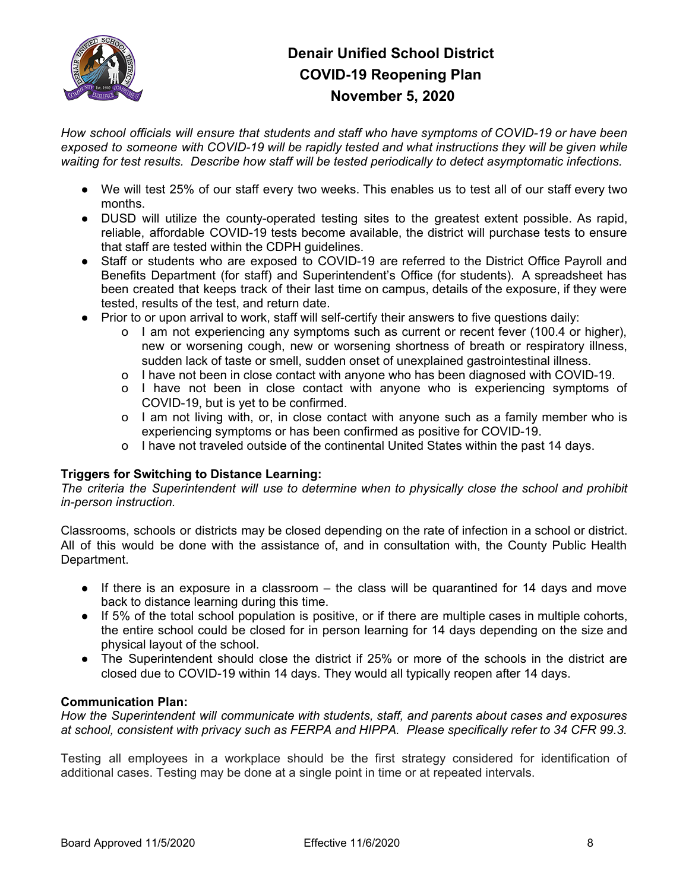*How school officials will ensure that students and staff who have symptoms of COVID-19 or have been exposed to someone with COVID-19 will be rapidly tested and what instructions they will be given while waiting for test results. Describe how staff will be tested periodically to detect asymptomatic infections.*

- We will test 25% of our staff every two weeks. This enables us to test all of our staff every two months.
- DUSD will utilize the county-operated testing sites to the greatest extent possible. As rapid, reliable, affordable COVID-19 tests become available, the district will purchase tests to ensure that staff are tested within the CDPH guidelines.
- Staff or students who are exposed to COVID-19 are referred to the District Office Payroll and Benefits Department (for staff) and Superintendent's Office (for students). A spreadsheet has been created that keeps track of their last time on campus, details of the exposure, if they were tested, results of the test, and return date.
- Prior to or upon arrival to work, staff will self-certify their answers to five questions daily:
    - I am not experiencing any symptoms such as current or recent fever (100.4 or higher), new or worsening cough, new or worsening shortness of breath or respiratory illness, sudden lack of taste or smell, sudden onset of unexplained gastrointestinal illness.
    - I have not been in close contact with anyone who has been diagnosed with COVID-19.
    - I have not been in close contact with anyone who is experiencing symptoms of COVID-19, but is yet to be confirmed.
    - I am not living with, or, in close contact with anyone such as a family member who is experiencing symptoms or has been confirmed as positive for COVID-19.
    - I have not traveled outside of the continental United States within the past 14 days.

**Triggers for Switching to Distance Learning:**
*The criteria the Superintendent will use to determine when to physically close the school and prohibit in-person instruction.*

Classrooms, schools or districts may be closed depending on the rate of infection in a school or district. All of this would be done with the assistance of, and in consultation with, the County Public Health Department.

- If there is an exposure in a classroom – the class will be quarantined for 14 days and move back to distance learning during this time.
- If 5% of the total school population is positive, or if there are multiple cases in multiple cohorts, the entire school could be closed for in person learning for 14 days depending on the size and physical layout of the school.
- The Superintendent should close the district if 25% or more of the schools in the district are closed due to COVID-19 within 14 days. They would all typically reopen after 14 days.

**Communication Plan:**
*How the Superintendent will communicate with students, staff, and parents about cases and exposures at school, consistent with privacy such as FERPA and HIPPA. Please specifically refer to 34 CFR 99.3.*

Testing all employees in a workplace should be the first strategy considered for identification of additional cases. Testing may be done at a single point in time or at repeated intervals.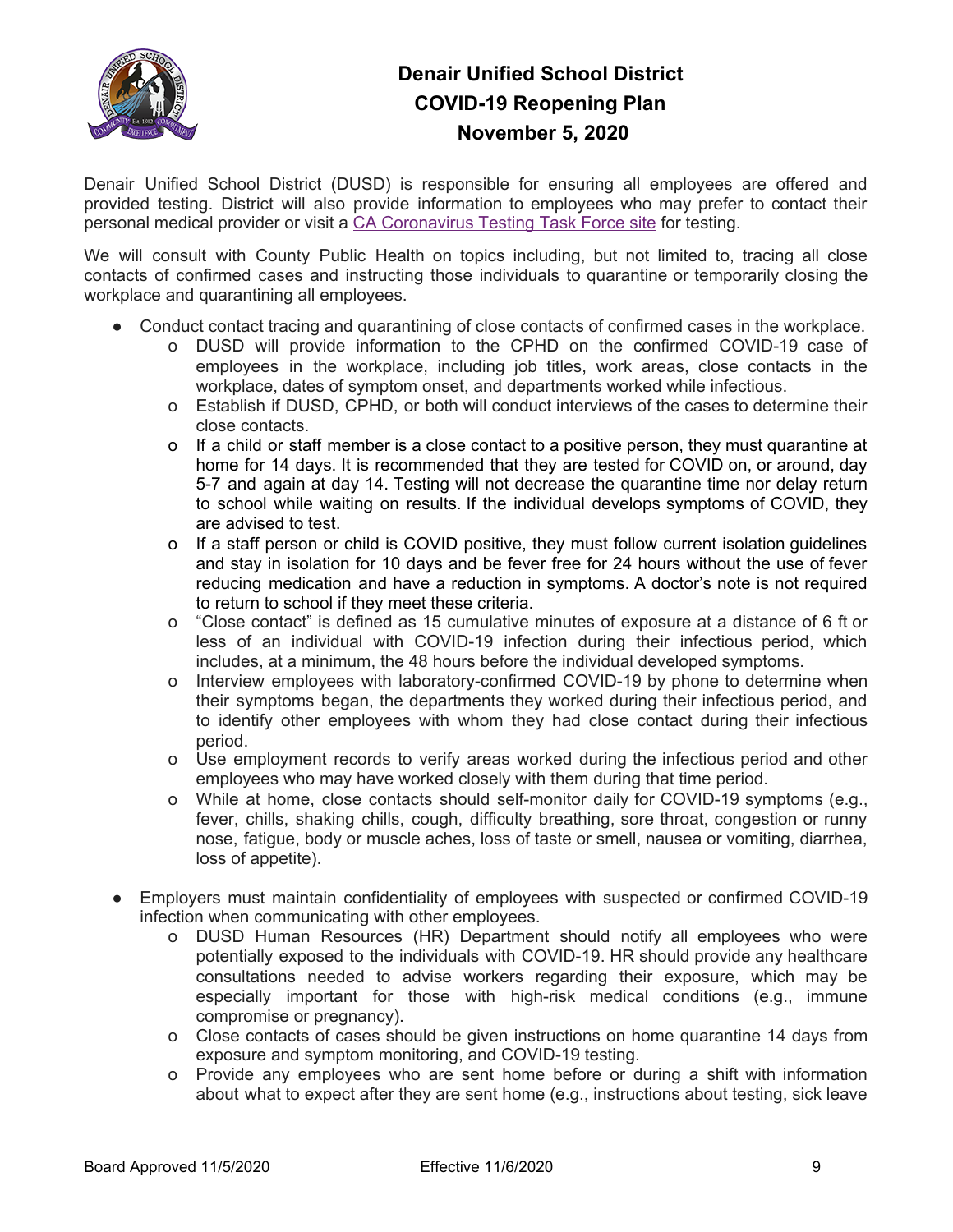**Denair Unified School District**
**COVID-19 Reopening Plan**
**November 5, 2020**

Denair Unified School District (DUSD) is responsible for ensuring all employees are offered and provided testing. District will also provide information to employees who may prefer to contact their personal medical provider or visit a [CA Coronavirus Testing Task Force site](#) for testing.

We will consult with County Public Health on topics including, but not limited to, tracing all close contacts of confirmed cases and instructing those individuals to quarantine or temporarily closing the workplace and quarantining all employees.

- Conduct contact tracing and quarantining of close contacts of confirmed cases in the workplace.
  - DUSD will provide information to the CPHD on the confirmed COVID-19 case of employees in the workplace, including job titles, work areas, close contacts in the workplace, dates of symptom onset, and departments worked while infectious.
  - Establish if DUSD, CPHD, or both will conduct interviews of the cases to determine their close contacts.
  - If a child or staff member is a close contact to a positive person, they must quarantine at home for 14 days. It is recommended that they are tested for COVID on, or around, day 5-7 and again at day 14. Testing will not decrease the quarantine time nor delay return to school while waiting on results. If the individual develops symptoms of COVID, they are advised to test.
  - If a staff person or child is COVID positive, they must follow current isolation guidelines and stay in isolation for 10 days and be fever free for 24 hours without the use of fever reducing medication and have a reduction in symptoms. A doctor's note is not required to return to school if they meet these criteria.
  - "Close contact" is defined as 15 cumulative minutes of exposure at a distance of 6 ft or less of an individual with COVID-19 infection during their infectious period, which includes, at a minimum, the 48 hours before the individual developed symptoms.
  - Interview employees with laboratory-confirmed COVID-19 by phone to determine when their symptoms began, the departments they worked during their infectious period, and to identify other employees with whom they had close contact during their infectious period.
  - Use employment records to verify areas worked during the infectious period and other employees who may have worked closely with them during that time period.
  - While at home, close contacts should self-monitor daily for COVID-19 symptoms (e.g., fever, chills, shaking chills, cough, difficulty breathing, sore throat, congestion or runny nose, fatigue, body or muscle aches, loss of taste or smell, nausea or vomiting, diarrhea, loss of appetite).

- Employers must maintain confidentiality of employees with suspected or confirmed COVID-19 infection when communicating with other employees.
  - DUSD Human Resources (HR) Department should notify all employees who were potentially exposed to the individuals with COVID-19. HR should provide any healthcare consultations needed to advise workers regarding their exposure, which may be especially important for those with high-risk medical conditions (e.g., immune compromise or pregnancy).
  - Close contacts of cases should be given instructions on home quarantine 14 days from exposure and symptom monitoring, and COVID-19 testing.
  - Provide any employees who are sent home before or during a shift with information about what to expect after they are sent home (e.g., instructions about testing, sick leave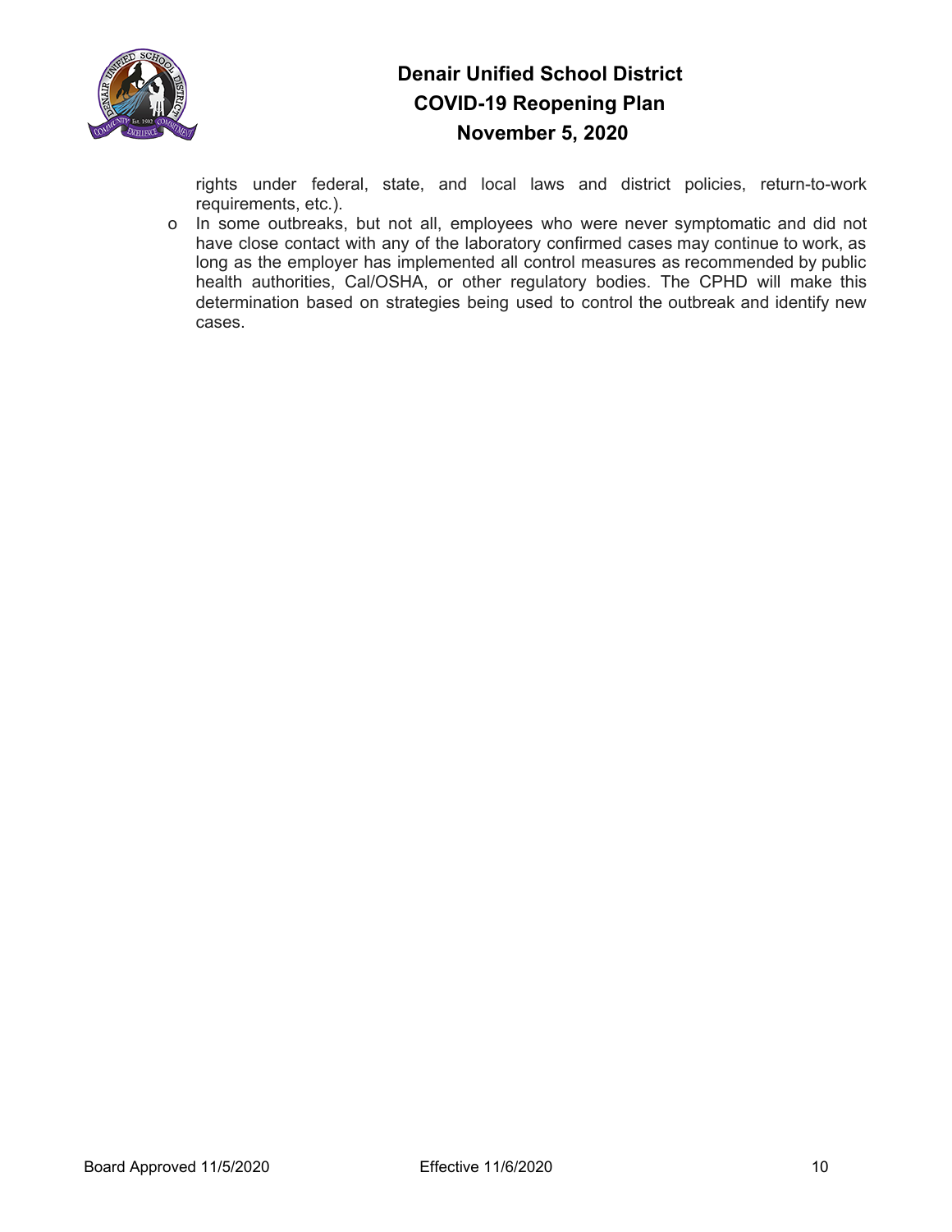rights under federal, state, and local laws and district policies, return-to-work requirements, etc.).

- In some outbreaks, but not all, employees who were never symptomatic and did not have close contact with any of the laboratory confirmed cases may continue to work, as long as the employer has implemented all control measures as recommended by public health authorities, Cal/OSHA, or other regulatory bodies. The CPHD will make this determination based on strategies being used to control the outbreak and identify new cases.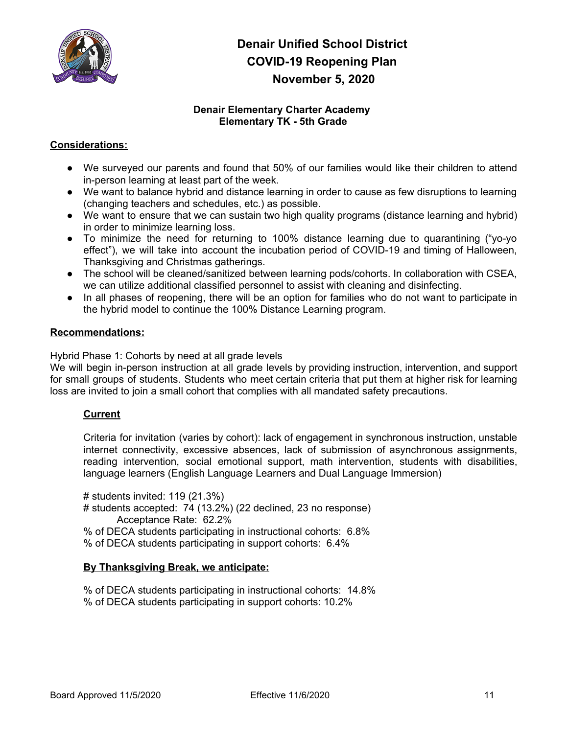# Denair Unified School District
# COVID-19 Reopening Plan
# November 5, 2020

### Denair Elementary Charter Academy
### Elementary TK - 5th Grade

**Considerations:**

- We surveyed our parents and found that 50% of our families would like their children to attend in-person learning at least part of the week.
- We want to balance hybrid and distance learning in order to cause as few disruptions to learning (changing teachers and schedules, etc.) as possible.
- We want to ensure that we can sustain two high quality programs (distance learning and hybrid) in order to minimize learning loss.
- To minimize the need for returning to 100% distance learning due to quarantining ("yo-yo effect"), we will take into account the incubation period of COVID-19 and timing of Halloween, Thanksgiving and Christmas gatherings.
- The school will be cleaned/sanitized between learning pods/cohorts. In collaboration with CSEA, we can utilize additional classified personnel to assist with cleaning and disinfecting.
- In all phases of reopening, there will be an option for families who do not want to participate in the hybrid model to continue the 100% Distance Learning program.

**Recommendations:**

Hybrid Phase 1: Cohorts by need at all grade levels
We will begin in-person instruction at all grade levels by providing instruction, intervention, and support for small groups of students. Students who meet certain criteria that put them at higher risk for learning loss are invited to join a small cohort that complies with all mandated safety precautions.

**Current**

Criteria for invitation (varies by cohort): lack of engagement in synchronous instruction, unstable internet connectivity, excessive absences, lack of submission of asynchronous assignments, reading intervention, social emotional support, math intervention, students with disabilities, language learners (English Language Learners and Dual Language Immersion)

# students invited: 119 (21.3%)
# students accepted: 74 (13.2%) (22 declined, 23 no response)
Acceptance Rate: 62.2%
% of DECA students participating in instructional cohorts: 6.8%
% of DECA students participating in support cohorts: 6.4%

**By Thanksgiving Break, we anticipate:**

% of DECA students participating in instructional cohorts: 14.8%
% of DECA students participating in support cohorts: 10.2%

Board Approved 11/5/2020 Effective 11/6/2020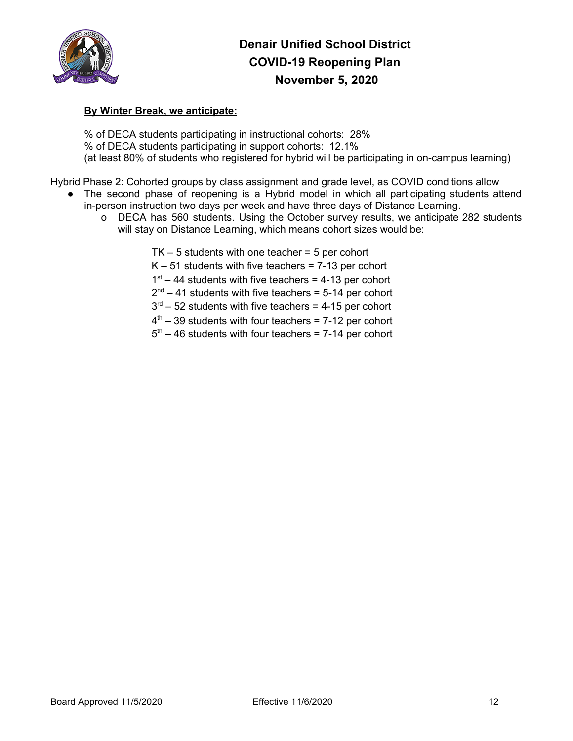**By Winter Break, we anticipate:**

% of DECA students participating in instructional cohorts: 28%
% of DECA students participating in support cohorts: 12.1%
(at least 80% of students who registered for hybrid will be participating in on-campus learning)

Hybrid Phase 2: Cohorted groups by class assignment and grade level, as COVID conditions allow

- The second phase of reopening is a Hybrid model in which all participating students attend in-person instruction two days per week and have three days of Distance Learning.
    - DECA has 560 students. Using the October survey results, we anticipate 282 students will stay on Distance Learning, which means cohort sizes would be:

        TK – 5 students with one teacher = 5 per cohort
        K – 51 students with five teachers = 7-13 per cohort
        1st – 44 students with five teachers = 4-13 per cohort
        2nd – 41 students with five teachers = 5-14 per cohort
        3rd – 52 students with five teachers = 4-15 per cohort
        4th – 39 students with four teachers = 7-12 per cohort
        5th – 46 students with four teachers = 7-14 per cohort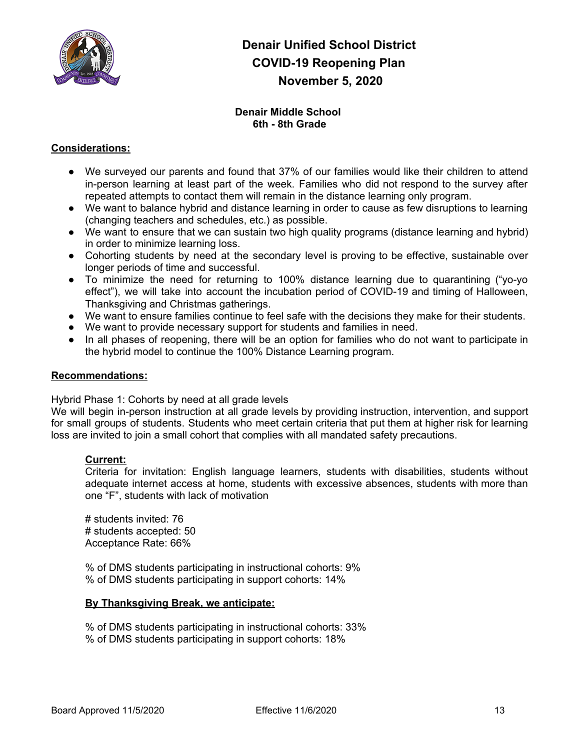# Denair Unified School District
# COVID-19 Reopening Plan
# November 5, 2020

## Denair Middle School
## 6th - 8th Grade

**Considerations:**

- We surveyed our parents and found that 37% of our families would like their children to attend in-person learning at least part of the week. Families who did not respond to the survey after repeated attempts to contact them will remain in the distance learning only program.
- We want to balance hybrid and distance learning in order to cause as few disruptions to learning (changing teachers and schedules, etc.) as possible.
- We want to ensure that we can sustain two high quality programs (distance learning and hybrid) in order to minimize learning loss.
- Cohorting students by need at the secondary level is proving to be effective, sustainable over longer periods of time and successful.
- To minimize the need for returning to 100% distance learning due to quarantining ("yo-yo effect"), we will take into account the incubation period of COVID-19 and timing of Halloween, Thanksgiving and Christmas gatherings.
- We want to ensure families continue to feel safe with the decisions they make for their students.
- We want to provide necessary support for students and families in need.
- In all phases of reopening, there will be an option for families who do not want to participate in the hybrid model to continue the 100% Distance Learning program.

**Recommendations:**

Hybrid Phase 1: Cohorts by need at all grade levels
We will begin in-person instruction at all grade levels by providing instruction, intervention, and support for small groups of students. Students who meet certain criteria that put them at higher risk for learning loss are invited to join a small cohort that complies with all mandated safety precautions.

**Current:**
Criteria for invitation: English language learners, students with disabilities, students without adequate internet access at home, students with excessive absences, students with more than one "F", students with lack of motivation

# students invited: 76
# students accepted: 50
Acceptance Rate: 66%

% of DMS students participating in instructional cohorts: 9%
% of DMS students participating in support cohorts: 14%

**By Thanksgiving Break, we anticipate:**

% of DMS students participating in instructional cohorts: 33%
% of DMS students participating in support cohorts: 18%

Board Approved 11/5/2020 Effective 11/6/2020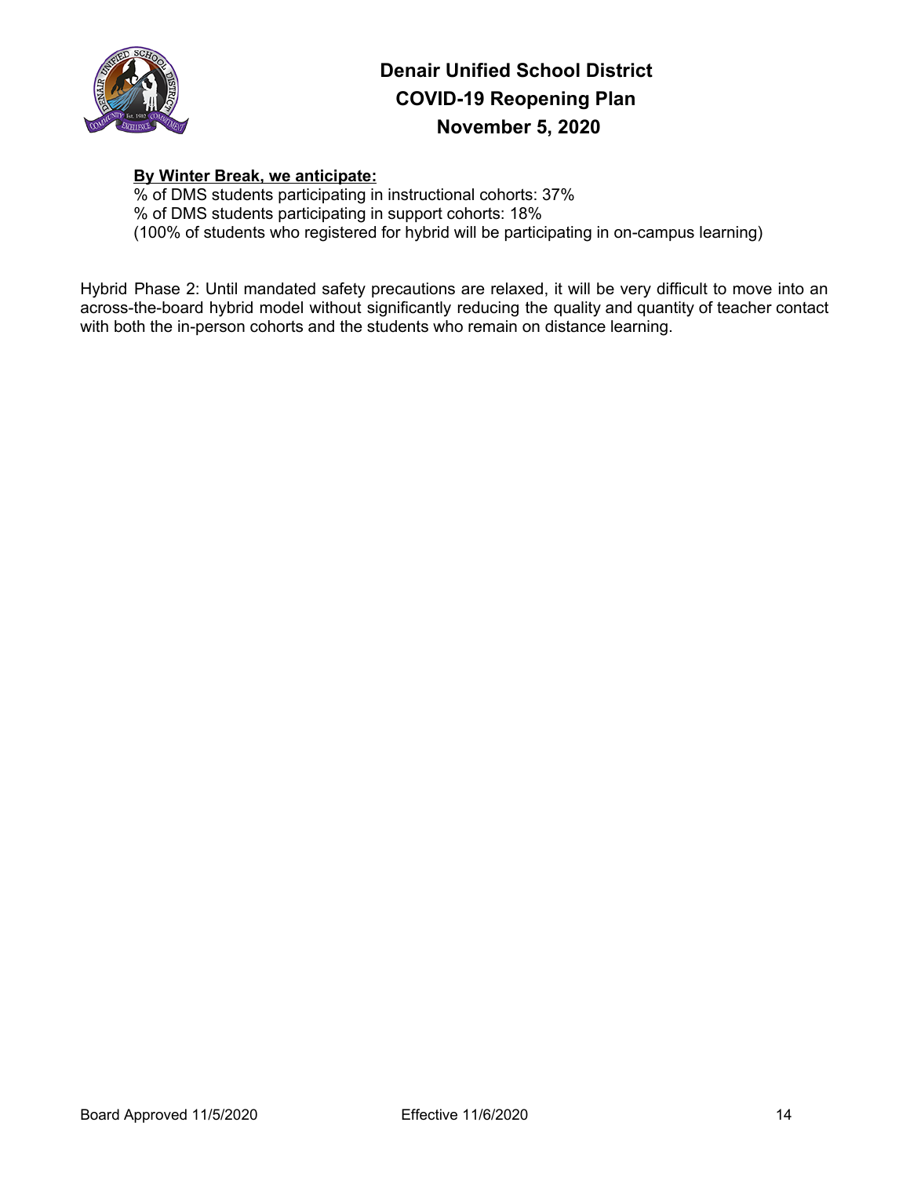**By Winter Break, we anticipate:**

% of DMS students participating in instructional cohorts: 37%
% of DMS students participating in support cohorts: 18%
(100% of students who registered for hybrid will be participating in on-campus learning)

Hybrid Phase 2: Until mandated safety precautions are relaxed, it will be very difficult to move into an across-the-board hybrid model without significantly reducing the quality and quantity of teacher contact with both the in-person cohorts and the students who remain on distance learning.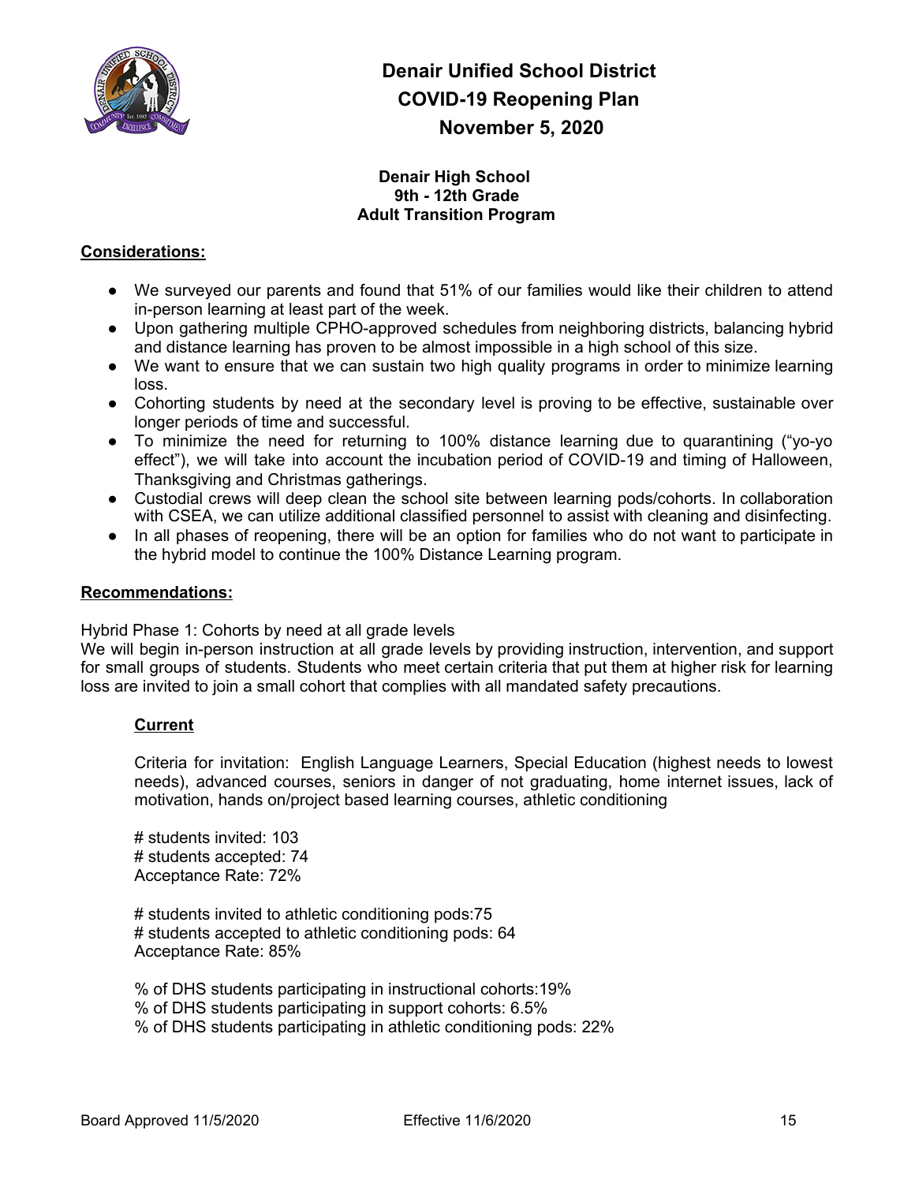# Denair Unified School District
# COVID-19 Reopening Plan
# November 5, 2020

### Denair High School
### 9th - 12th Grade
### Adult Transition Program

**Considerations:**

- We surveyed our parents and found that 51% of our families would like their children to attend in-person learning at least part of the week.
- Upon gathering multiple CPHO-approved schedules from neighboring districts, balancing hybrid and distance learning has proven to be almost impossible in a high school of this size.
- We want to ensure that we can sustain two high quality programs in order to minimize learning loss.
- Cohorting students by need at the secondary level is proving to be effective, sustainable over longer periods of time and successful.
- To minimize the need for returning to 100% distance learning due to quarantining ("yo-yo effect"), we will take into account the incubation period of COVID-19 and timing of Halloween, Thanksgiving and Christmas gatherings.
- Custodial crews will deep clean the school site between learning pods/cohorts. In collaboration with CSEA, we can utilize additional classified personnel to assist with cleaning and disinfecting.
- In all phases of reopening, there will be an option for families who do not want to participate in the hybrid model to continue the 100% Distance Learning program.

**Recommendations:**

Hybrid Phase 1: Cohorts by need at all grade levels
We will begin in-person instruction at all grade levels by providing instruction, intervention, and support for small groups of students. Students who meet certain criteria that put them at higher risk for learning loss are invited to join a small cohort that complies with all mandated safety precautions.

**Current**

Criteria for invitation: English Language Learners, Special Education (highest needs to lowest needs), advanced courses, seniors in danger of not graduating, home internet issues, lack of motivation, hands on/project based learning courses, athletic conditioning

\# students invited: 103
\# students accepted: 74
Acceptance Rate: 72%

\# students invited to athletic conditioning pods:75
\# students accepted to athletic conditioning pods: 64
Acceptance Rate: 85%

% of DHS students participating in instructional cohorts:19%
% of DHS students participating in support cohorts: 6.5%
% of DHS students participating in athletic conditioning pods: 22%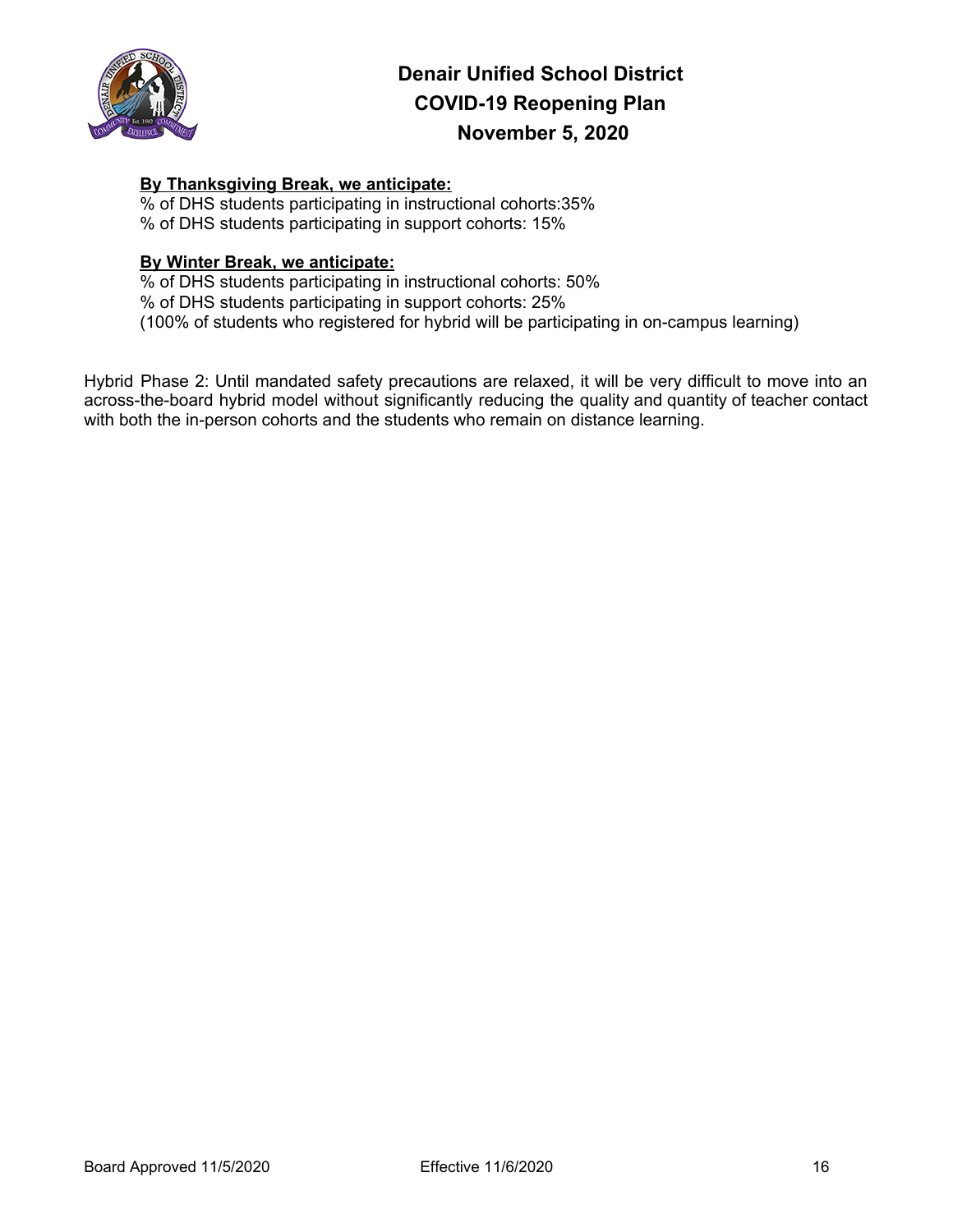**By Thanksgiving Break, we anticipate:**
% of DHS students participating in instructional cohorts:35%
% of DHS students participating in support cohorts: 15%

**By Winter Break, we anticipate:**
% of DHS students participating in instructional cohorts: 50%
% of DHS students participating in support cohorts: 25%
(100% of students who registered for hybrid will be participating in on-campus learning)

Hybrid Phase 2: Until mandated safety precautions are relaxed, it will be very difficult to move into an across-the-board hybrid model without significantly reducing the quality and quantity of teacher contact with both the in-person cohorts and the students who remain on distance learning.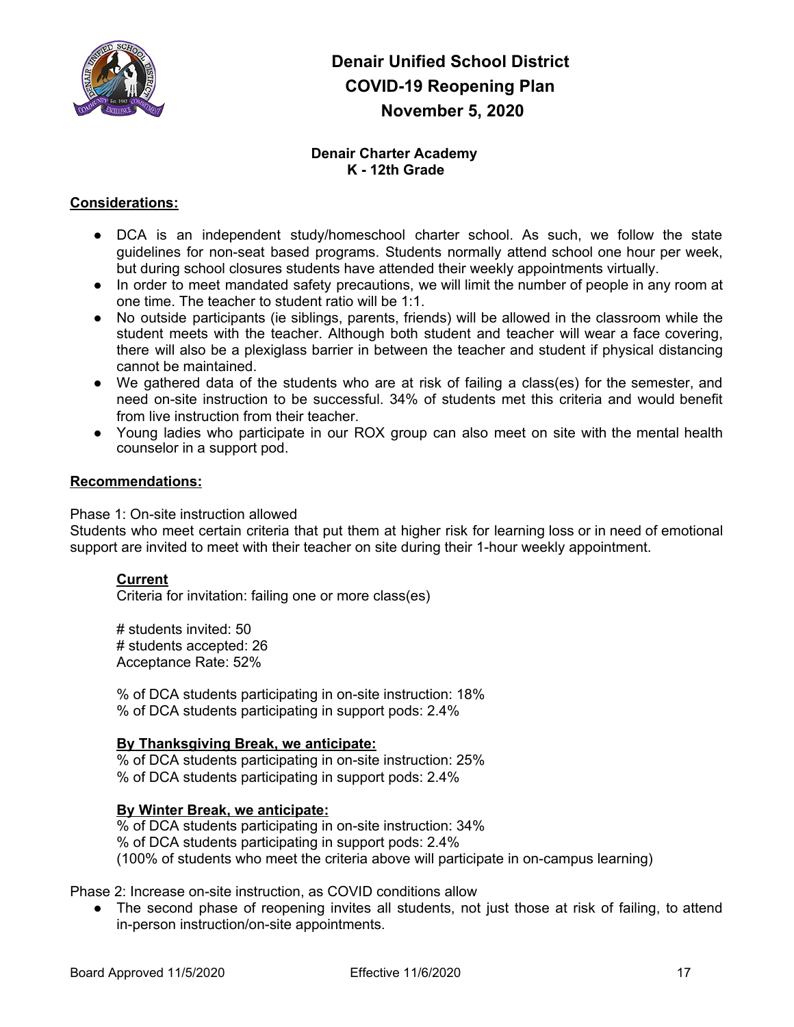# Denair Unified School District
# COVID-19 Reopening Plan
# November 5, 2020

## Denair Charter Academy
## K - 12th Grade

**Considerations:**

- DCA is an independent study/homeschool charter school. As such, we follow the state guidelines for non-seat based programs. Students normally attend school one hour per week, but during school closures students have attended their weekly appointments virtually.
- In order to meet mandated safety precautions, we will limit the number of people in any room at one time. The teacher to student ratio will be 1:1.
- No outside participants (ie siblings, parents, friends) will be allowed in the classroom while the student meets with the teacher. Although both student and teacher will wear a face covering, there will also be a plexiglass barrier in between the teacher and student if physical distancing cannot be maintained.
- We gathered data of the students who are at risk of failing a class(es) for the semester, and need on-site instruction to be successful. 34% of students met this criteria and would benefit from live instruction from their teacher.
- Young ladies who participate in our ROX group can also meet on site with the mental health counselor in a support pod.

**Recommendations:**

Phase 1: On-site instruction allowed
Students who meet certain criteria that put them at higher risk for learning loss or in need of emotional support are invited to meet with their teacher on site during their 1-hour weekly appointment.

**Current**
Criteria for invitation: failing one or more class(es)

# students invited: 50
# students accepted: 26
Acceptance Rate: 52%

% of DCA students participating in on-site instruction: 18%
% of DCA students participating in support pods: 2.4%

**By Thanksgiving Break, we anticipate:**
% of DCA students participating in on-site instruction: 25%
% of DCA students participating in support pods: 2.4%

**By Winter Break, we anticipate:**
% of DCA students participating in on-site instruction: 34%
% of DCA students participating in support pods: 2.4%
(100% of students who meet the criteria above will participate in on-campus learning)

Phase 2: Increase on-site instruction, as COVID conditions allow

- The second phase of reopening invites all students, not just those at risk of failing, to attend in-person instruction/on-site appointments.

Board Approved 11/5/2020 Effective 11/6/2020